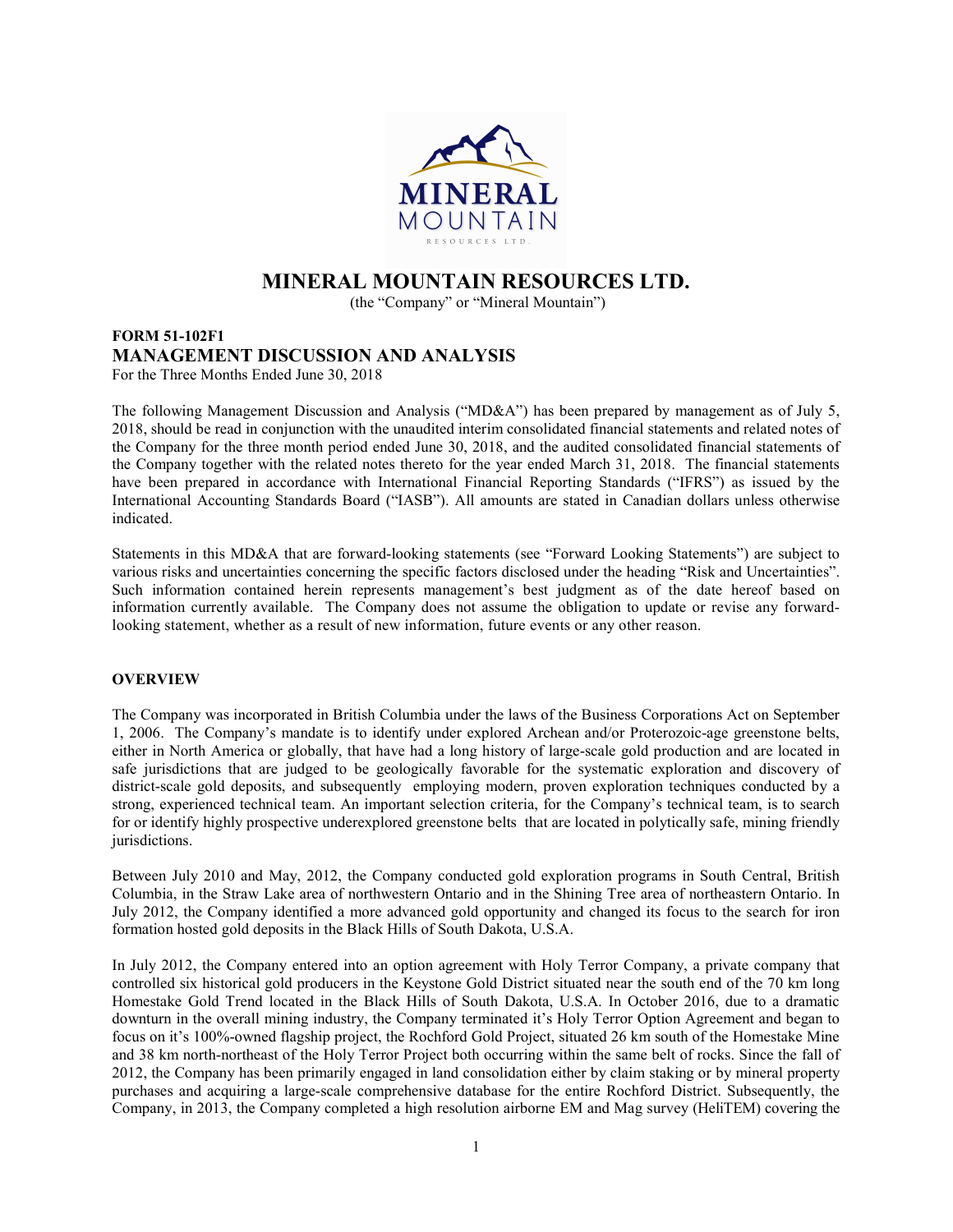# MINERAL MOUNTAIN RESOURCES LTD.

(the "Company" or "Mineral Mountain")

**FORM 51-102F1**

## MANAGEMENT DISCUSSION AND ANALYSIS

For the Three Months Ended June 30, 2018

The following Management Discussion and Analysis ("MD&A") has been prepared by management as of July 5, 2018, should be read in conjunction with the unaudited interim consolidated financial statements and related notes of the Company for the three month period ended June 30, 2018, and the audited consolidated financial statements of the Company together with the related notes thereto for the year ended March 31, 2018. The financial statements have been prepared in accordance with International Financial Reporting Standards ("IFRS") as issued by the International Accounting Standards Board ("IASB"). All amounts are stated in Canadian dollars unless otherwise indicated.

Statements in this MD&A that are forward-looking statements (see "Forward Looking Statements") are subject to various risks and uncertainties concerning the specific factors disclosed under the heading "Risk and Uncertainties". Such information contained herein represents management's best judgment as of the date hereof based on information currently available. The Company does not assume the obligation to update or revise any forward-looking statement, whether as a result of new information, future events or any other reason.

### OVERVIEW

The Company was incorporated in British Columbia under the laws of the Business Corporations Act on September 1, 2006. The Company's mandate is to identify under explored Archean and/or Proterozoic-age greenstone belts, either in North America or globally, that have had a long history of large-scale gold production and are located in safe jurisdictions that are judged to be geologically favorable for the systematic exploration and discovery of district-scale gold deposits, and subsequently employing modern, proven exploration techniques conducted by a strong, experienced technical team. An important selection criteria, for the Company's technical team, is to search for or identify highly prospective underexplored greenstone belts that are located in polytically safe, mining friendly jurisdictions.

Between July 2010 and May, 2012, the Company conducted gold exploration programs in South Central, British Columbia, in the Straw Lake area of northwestern Ontario and in the Shining Tree area of northeastern Ontario. In July 2012, the Company identified a more advanced gold opportunity and changed its focus to the search for iron formation hosted gold deposits in the Black Hills of South Dakota, U.S.A.

In July 2012, the Company entered into an option agreement with Holy Terror Company, a private company that controlled six historical gold producers in the Keystone Gold District situated near the south end of the 70 km long Homestake Gold Trend located in the Black Hills of South Dakota, U.S.A. In October 2016, due to a dramatic downturn in the overall mining industry, the Company terminated it's Holy Terror Option Agreement and began to focus on it's 100%-owned flagship project, the Rochford Gold Project, situated 26 km south of the Homestake Mine and 38 km north-northeast of the Holy Terror Project both occurring within the same belt of rocks. Since the fall of 2012, the Company has been primarily engaged in land consolidation either by claim staking or by mineral property purchases and acquiring a large-scale comprehensive database for the entire Rochford District. Subsequently, the Company, in 2013, the Company completed a high resolution airborne EM and Mag survey (HeliTEM) covering the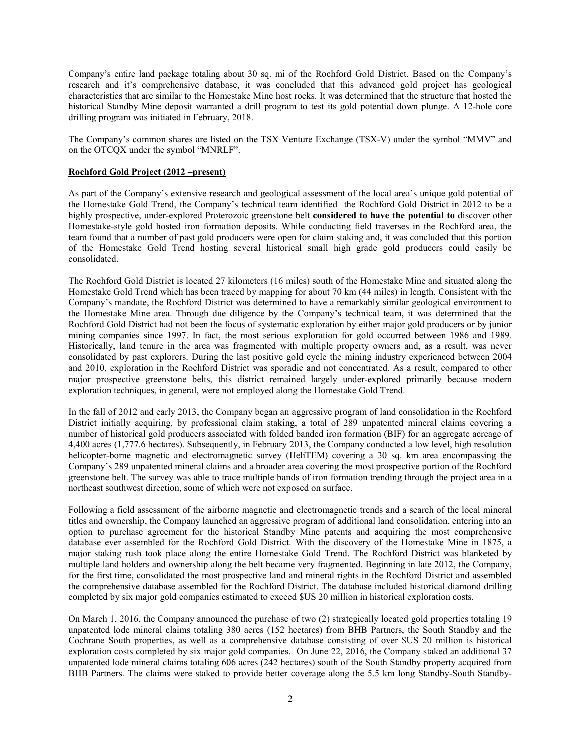Company's entire land package totaling about 30 sq. mi of the Rochford Gold District. Based on the Company's research and it's comprehensive database, it was concluded that this advanced gold project has geological characteristics that are similar to the Homestake Mine host rocks. It was determined that the structure that hosted the historical Standby Mine deposit warranted a drill program to test its gold potential down plunge. A 12-hole core drilling program was initiated in February, 2018.

The Company's common shares are listed on the TSX Venture Exchange (TSX-V) under the symbol "MMV" and on the OTCQX under the symbol "MNRLF".

**Rochford Gold Project (2012 –present)**

As part of the Company's extensive research and geological assessment of the local area's unique gold potential of the Homestake Gold Trend, the Company's technical team identified the Rochford Gold District in 2012 to be a highly prospective, under-explored Proterozoic greenstone belt **considered to have the potential to** discover other Homestake-style gold hosted iron formation deposits. While conducting field traverses in the Rochford area, the team found that a number of past gold producers were open for claim staking and, it was concluded that this portion of the Homestake Gold Trend hosting several historical small high grade gold producers could easily be consolidated.

The Rochford Gold District is located 27 kilometers (16 miles) south of the Homestake Mine and situated along the Homestake Gold Trend which has been traced by mapping for about 70 km (44 miles) in length. Consistent with the Company's mandate, the Rochford District was determined to have a remarkably similar geological environment to the Homestake Mine area. Through due diligence by the Company's technical team, it was determined that the Rochford Gold District had not been the focus of systematic exploration by either major gold producers or by junior mining companies since 1997. In fact, the most serious exploration for gold occurred between 1986 and 1989. Historically, land tenure in the area was fragmented with multiple property owners and, as a result, was never consolidated by past explorers. During the last positive gold cycle the mining industry experienced between 2004 and 2010, exploration in the Rochford District was sporadic and not concentrated. As a result, compared to other major prospective greenstone belts, this district remained largely under-explored primarily because modern exploration techniques, in general, were not employed along the Homestake Gold Trend.

In the fall of 2012 and early 2013, the Company began an aggressive program of land consolidation in the Rochford District initially acquiring, by professional claim staking, a total of 289 unpatented mineral claims covering a number of historical gold producers associated with folded banded iron formation (BIF) for an aggregate acreage of 4,400 acres (1,777.6 hectares). Subsequently, in February 2013, the Company conducted a low level, high resolution helicopter-borne magnetic and electromagnetic survey (HeliTEM) covering a 30 sq. km area encompassing the Company's 289 unpatented mineral claims and a broader area covering the most prospective portion of the Rochford greenstone belt. The survey was able to trace multiple bands of iron formation trending through the project area in a northeast southwest direction, some of which were not exposed on surface.

Following a field assessment of the airborne magnetic and electromagnetic trends and a search of the local mineral titles and ownership, the Company launched an aggressive program of additional land consolidation, entering into an option to purchase agreement for the historical Standby Mine patents and acquiring the most comprehensive database ever assembled for the Rochford Gold District. With the discovery of the Homestake Mine in 1875, a major staking rush took place along the entire Homestake Gold Trend. The Rochford District was blanketed by multiple land holders and ownership along the belt became very fragmented. Beginning in late 2012, the Company, for the first time, consolidated the most prospective land and mineral rights in the Rochford District and assembled the comprehensive database assembled for the Rochford District. The database included historical diamond drilling completed by six major gold companies estimated to exceed $US 20 million in historical exploration costs.

On March 1, 2016, the Company announced the purchase of two (2) strategically located gold properties totaling 19 unpatented lode mineral claims totaling 380 acres (152 hectares) from BHB Partners, the South Standby and the Cochrane South properties, as well as a comprehensive database consisting of over $US 20 million is historical exploration costs completed by six major gold companies. On June 22, 2016, the Company staked an additional 37 unpatented lode mineral claims totaling 606 acres (242 hectares) south of the South Standby property acquired from BHB Partners. The claims were staked to provide better coverage along the 5.5 km long Standby-South Standby-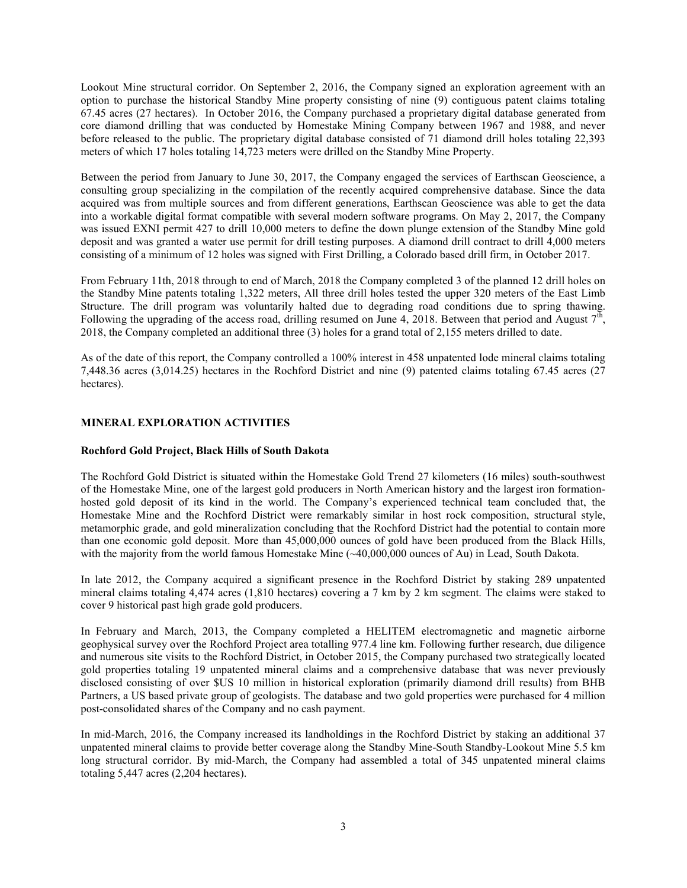Lookout Mine structural corridor. On September 2, 2016, the Company signed an exploration agreement with an option to purchase the historical Standby Mine property consisting of nine (9) contiguous patent claims totaling 67.45 acres (27 hectares). In October 2016, the Company purchased a proprietary digital database generated from core diamond drilling that was conducted by Homestake Mining Company between 1967 and 1988, and never before released to the public. The proprietary digital database consisted of 71 diamond drill holes totaling 22,393 meters of which 17 holes totaling 14,723 meters were drilled on the Standby Mine Property.

Between the period from January to June 30, 2017, the Company engaged the services of Earthscan Geoscience, a consulting group specializing in the compilation of the recently acquired comprehensive database. Since the data acquired was from multiple sources and from different generations, Earthscan Geoscience was able to get the data into a workable digital format compatible with several modern software programs. On May 2, 2017, the Company was issued EXNI permit 427 to drill 10,000 meters to define the down plunge extension of the Standby Mine gold deposit and was granted a water use permit for drill testing purposes. A diamond drill contract to drill 4,000 meters consisting of a minimum of 12 holes was signed with First Drilling, a Colorado based drill firm, in October 2017.

From February 11th, 2018 through to end of March, 2018 the Company completed 3 of the planned 12 drill holes on the Standby Mine patents totaling 1,322 meters, All three drill holes tested the upper 320 meters of the East Limb Structure. The drill program was voluntarily halted due to degrading road conditions due to spring thawing. Following the upgrading of the access road, drilling resumed on June 4, 2018. Between that period and August 7th, 2018, the Company completed an additional three (3) holes for a grand total of 2,155 meters drilled to date.

As of the date of this report, the Company controlled a 100% interest in 458 unpatented lode mineral claims totaling 7,448.36 acres (3,014.25) hectares in the Rochford District and nine (9) patented claims totaling 67.45 acres (27 hectares).

## MINERAL EXPLORATION ACTIVITIES

### Rochford Gold Project, Black Hills of South Dakota

The Rochford Gold District is situated within the Homestake Gold Trend 27 kilometers (16 miles) south-southwest of the Homestake Mine, one of the largest gold producers in North American history and the largest iron formation-hosted gold deposit of its kind in the world. The Company's experienced technical team concluded that, the Homestake Mine and the Rochford District were remarkably similar in host rock composition, structural style, metamorphic grade, and gold mineralization concluding that the Rochford District had the potential to contain more than one economic gold deposit. More than 45,000,000 ounces of gold have been produced from the Black Hills, with the majority from the world famous Homestake Mine (~40,000,000 ounces of Au) in Lead, South Dakota.

In late 2012, the Company acquired a significant presence in the Rochford District by staking 289 unpatented mineral claims totaling 4,474 acres (1,810 hectares) covering a 7 km by 2 km segment. The claims were staked to cover 9 historical past high grade gold producers.

In February and March, 2013, the Company completed a HELITEM electromagnetic and magnetic airborne geophysical survey over the Rochford Project area totalling 977.4 line km. Following further research, due diligence and numerous site visits to the Rochford District, in October 2015, the Company purchased two strategically located gold properties totaling 19 unpatented mineral claims and a comprehensive database that was never previously disclosed consisting of over $US 10 million in historical exploration (primarily diamond drill results) from BHB Partners, a US based private group of geologists. The database and two gold properties were purchased for 4 million post-consolidated shares of the Company and no cash payment.

In mid-March, 2016, the Company increased its landholdings in the Rochford District by staking an additional 37 unpatented mineral claims to provide better coverage along the Standby Mine-South Standby-Lookout Mine 5.5 km long structural corridor. By mid-March, the Company had assembled a total of 345 unpatented mineral claims totaling 5,447 acres (2,204 hectares).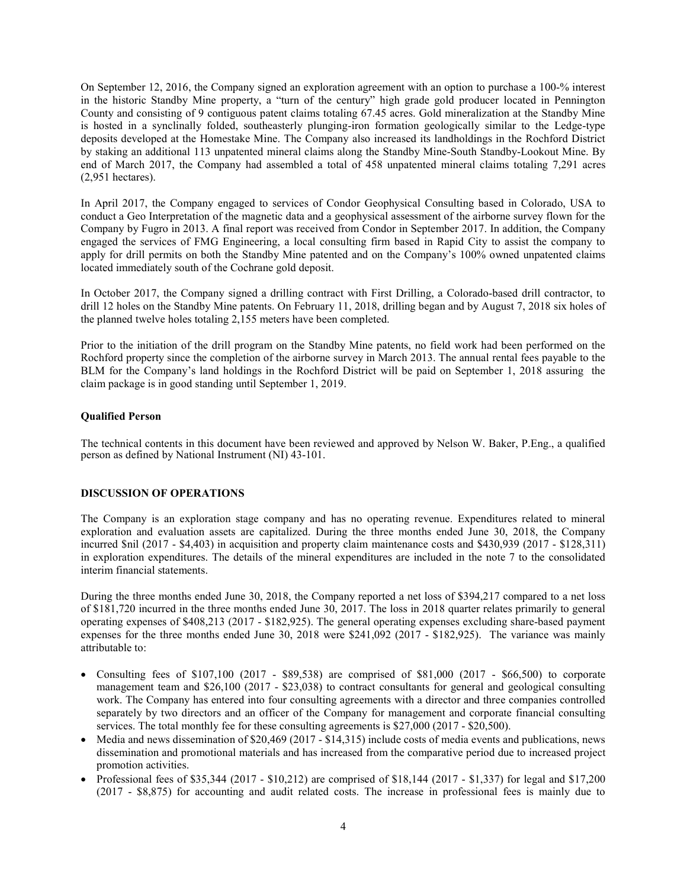On September 12, 2016, the Company signed an exploration agreement with an option to purchase a 100-% interest in the historic Standby Mine property, a "turn of the century" high grade gold producer located in Pennington County and consisting of 9 contiguous patent claims totaling 67.45 acres. Gold mineralization at the Standby Mine is hosted in a synclinally folded, southeasterly plunging-iron formation geologically similar to the Ledge-type deposits developed at the Homestake Mine. The Company also increased its landholdings in the Rochford District by staking an additional 113 unpatented mineral claims along the Standby Mine-South Standby-Lookout Mine. By end of March 2017, the Company had assembled a total of 458 unpatented mineral claims totaling 7,291 acres (2,951 hectares).

In April 2017, the Company engaged to services of Condor Geophysical Consulting based in Colorado, USA to conduct a Geo Interpretation of the magnetic data and a geophysical assessment of the airborne survey flown for the Company by Fugro in 2013. A final report was received from Condor in September 2017. In addition, the Company engaged the services of FMG Engineering, a local consulting firm based in Rapid City to assist the company to apply for drill permits on both the Standby Mine patented and on the Company's 100% owned unpatented claims located immediately south of the Cochrane gold deposit.

In October 2017, the Company signed a drilling contract with First Drilling, a Colorado-based drill contractor, to drill 12 holes on the Standby Mine patents. On February 11, 2018, drilling began and by August 7, 2018 six holes of the planned twelve holes totaling 2,155 meters have been completed.

Prior to the initiation of the drill program on the Standby Mine patents, no field work had been performed on the Rochford property since the completion of the airborne survey in March 2013. The annual rental fees payable to the BLM for the Company's land holdings in the Rochford District will be paid on September 1, 2018 assuring the claim package is in good standing until September 1, 2019.

**Qualified Person**

The technical contents in this document have been reviewed and approved by Nelson W. Baker, P.Eng., a qualified person as defined by National Instrument (NI) 43-101.

## DISCUSSION OF OPERATIONS

The Company is an exploration stage company and has no operating revenue. Expenditures related to mineral exploration and evaluation assets are capitalized. During the three months ended June 30, 2018, the Company incurred $nil (2017 - $4,403) in acquisition and property claim maintenance costs and $430,939 (2017 - $128,311) in exploration expenditures. The details of the mineral expenditures are included in the note 7 to the consolidated interim financial statements.

During the three months ended June 30, 2018, the Company reported a net loss of $394,217 compared to a net loss of $181,720 incurred in the three months ended June 30, 2017. The loss in 2018 quarter relates primarily to general operating expenses of $408,213 (2017 - $182,925). The general operating expenses excluding share-based payment expenses for the three months ended June 30, 2018 were $241,092 (2017 - $182,925). The variance was mainly attributable to:

- Consulting fees of $107,100 (2017 - $89,538) are comprised of $81,000 (2017 - $66,500) to corporate management team and $26,100 (2017 - $23,038) to contract consultants for general and geological consulting work. The Company has entered into four consulting agreements with a director and three companies controlled separately by two directors and an officer of the Company for management and corporate financial consulting services. The total monthly fee for these consulting agreements is $27,000 (2017 - $20,500).
- Media and news dissemination of $20,469 (2017 - $14,315) include costs of media events and publications, news dissemination and promotional materials and has increased from the comparative period due to increased project promotion activities.
- Professional fees of $35,344 (2017 - $10,212) are comprised of $18,144 (2017 - $1,337) for legal and $17,200 (2017 - $8,875) for accounting and audit related costs. The increase in professional fees is mainly due to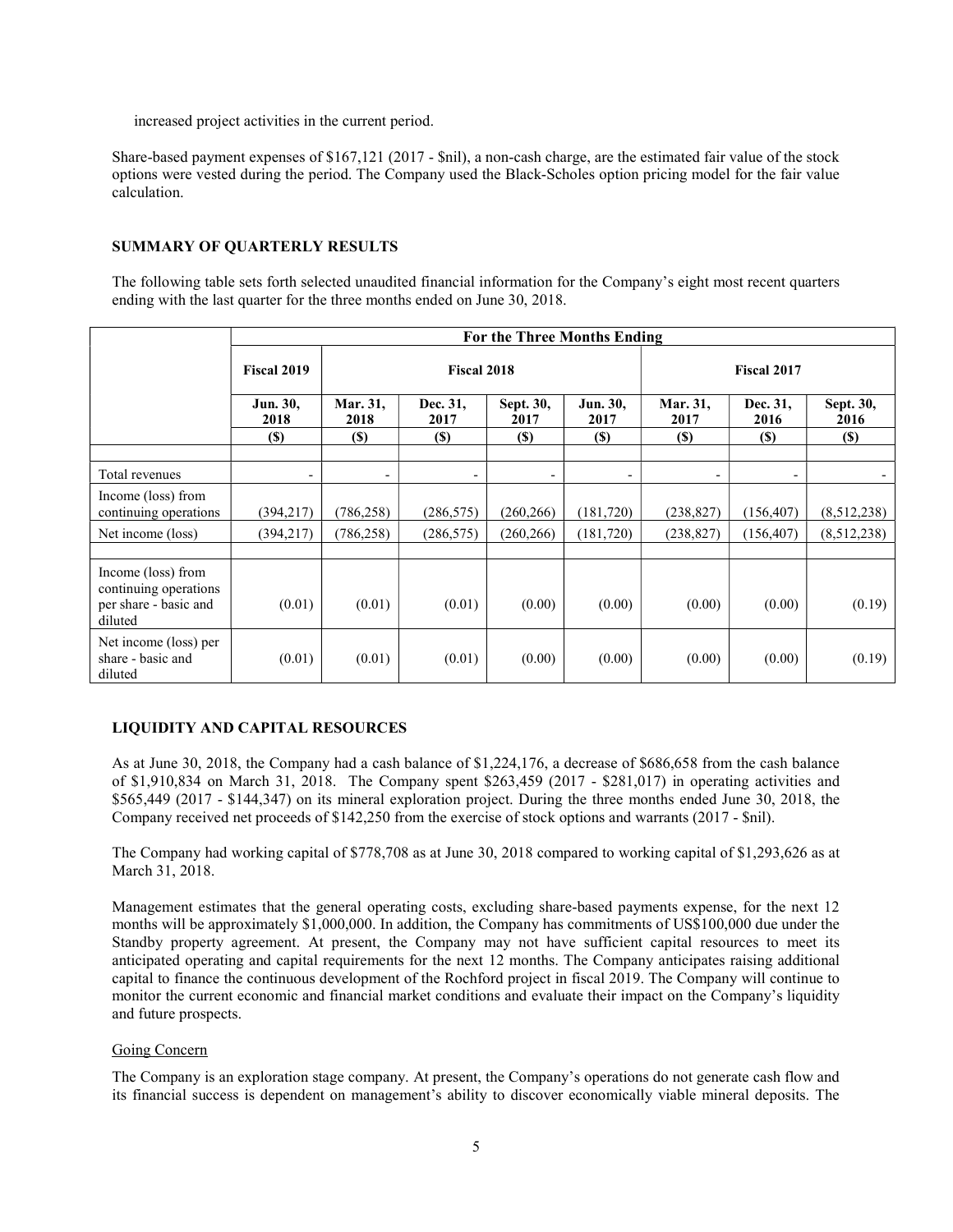increased project activities in the current period.

Share-based payment expenses of $167,121 (2017 - $nil), a non-cash charge, are the estimated fair value of the stock options were vested during the period. The Company used the Black-Scholes option pricing model for the fair value calculation.

## SUMMARY OF QUARTERLY RESULTS

The following table sets forth selected unaudited financial information for the Company's eight most recent quarters ending with the last quarter for the three months ended on June 30, 2018.

| | For the Three Months Ending | | | | | | | |
|---|---|---|---|---|---|---|---|---|
| | **Fiscal 2019** | **Fiscal 2018** | | | | **Fiscal 2017** | | |
| | **Jun. 30, 2018** | **Mar. 31, 2018** | **Dec. 31, 2017** | **Sept. 30, 2017** | **Jun. 30, 2017** | **Mar. 31, 2017** | **Dec. 31, 2016** | **Sept. 30, 2016** |
| | **($)** | **($)** | **($)** | **($)** | **($)** | **($)** | **($)** | **($)** |
| Total revenues | - | - | - | - | - | - | - | - |
| Income (loss) from continuing operations | (394,217) | (786,258) | (286,575) | (260,266) | (181,720) | (238,827) | (156,407) | (8,512,238) |
| Net income (loss) | (394,217) | (786,258) | (286,575) | (260,266) | (181,720) | (238,827) | (156,407) | (8,512,238) |
| Income (loss) from continuing operations per share - basic and diluted | (0.01) | (0.01) | (0.01) | (0.00) | (0.00) | (0.00) | (0.00) | (0.19) |
| Net income (loss) per share - basic and diluted | (0.01) | (0.01) | (0.01) | (0.00) | (0.00) | (0.00) | (0.00) | (0.19) |

## LIQUIDITY AND CAPITAL RESOURCES

As at June 30, 2018, the Company had a cash balance of $1,224,176, a decrease of $686,658 from the cash balance of $1,910,834 on March 31, 2018. The Company spent $263,459 (2017 - $281,017) in operating activities and $565,449 (2017 - $144,347) on its mineral exploration project. During the three months ended June 30, 2018, the Company received net proceeds of $142,250 from the exercise of stock options and warrants (2017 - $nil).

The Company had working capital of $778,708 as at June 30, 2018 compared to working capital of $1,293,626 as at March 31, 2018.

Management estimates that the general operating costs, excluding share-based payments expense, for the next 12 months will be approximately $1,000,000. In addition, the Company has commitments of US$100,000 due under the Standby property agreement. At present, the Company may not have sufficient capital resources to meet its anticipated operating and capital requirements for the next 12 months. The Company anticipates raising additional capital to finance the continuous development of the Rochford project in fiscal 2019. The Company will continue to monitor the current economic and financial market conditions and evaluate their impact on the Company's liquidity and future prospects.

### Going Concern

The Company is an exploration stage company. At present, the Company's operations do not generate cash flow and its financial success is dependent on management's ability to discover economically viable mineral deposits. The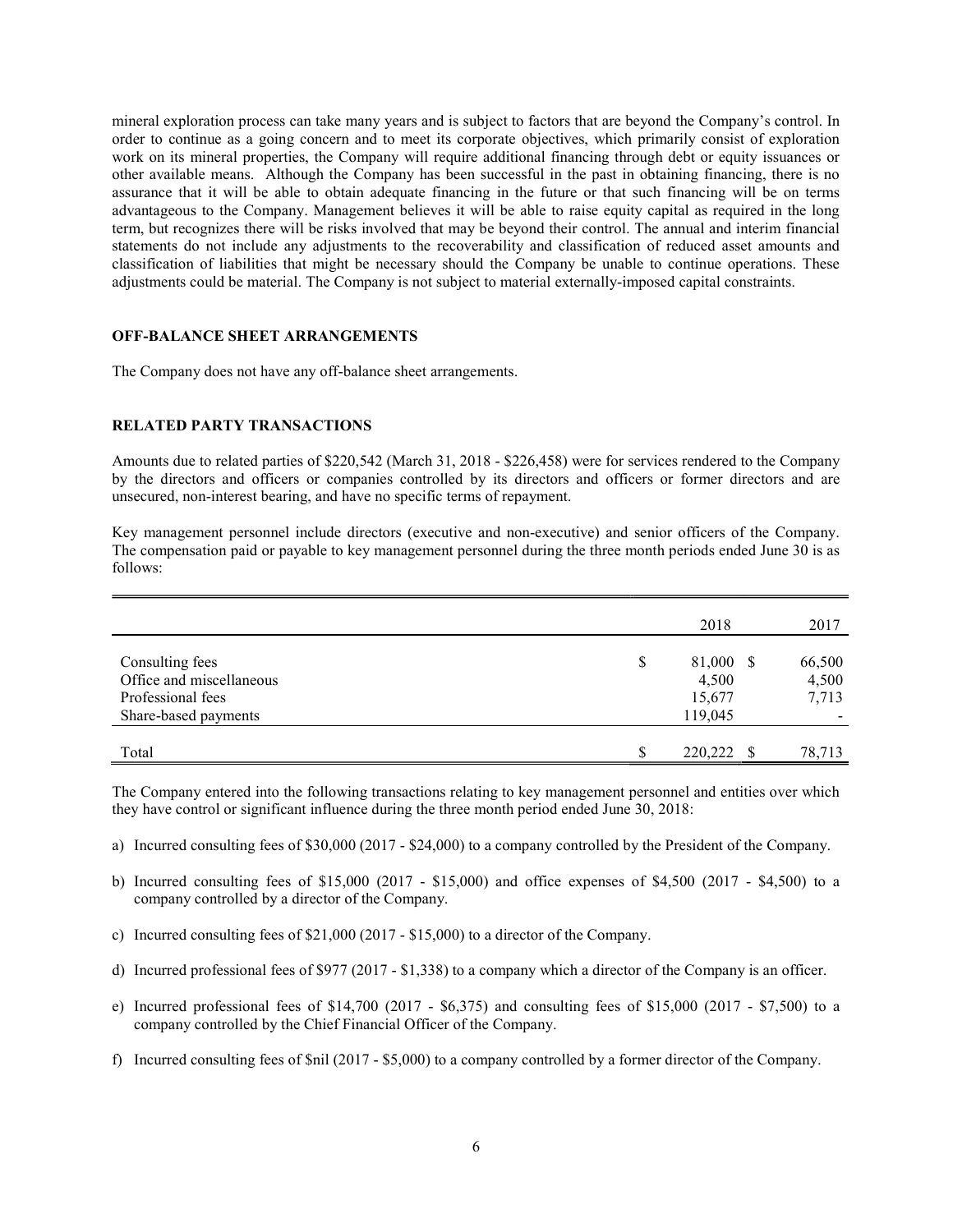mineral exploration process can take many years and is subject to factors that are beyond the Company's control. In order to continue as a going concern and to meet its corporate objectives, which primarily consist of exploration work on its mineral properties, the Company will require additional financing through debt or equity issuances or other available means. Although the Company has been successful in the past in obtaining financing, there is no assurance that it will be able to obtain adequate financing in the future or that such financing will be on terms advantageous to the Company. Management believes it will be able to raise equity capital as required in the long term, but recognizes there will be risks involved that may be beyond their control. The annual and interim financial statements do not include any adjustments to the recoverability and classification of reduced asset amounts and classification of liabilities that might be necessary should the Company be unable to continue operations. These adjustments could be material. The Company is not subject to material externally-imposed capital constraints.

## OFF-BALANCE SHEET ARRANGEMENTS

The Company does not have any off-balance sheet arrangements.

## RELATED PARTY TRANSACTIONS

Amounts due to related parties of $220,542 (March 31, 2018 - $226,458) were for services rendered to the Company by the directors and officers or companies controlled by its directors and officers or former directors and are unsecured, non-interest bearing, and have no specific terms of repayment.

Key management personnel include directors (executive and non-executive) and senior officers of the Company. The compensation paid or payable to key management personnel during the three month periods ended June 30 is as follows:

| | 2018 | 2017 |
|---|---|---|
| Consulting fees | $ 81,000 | $ 66,500 |
| Office and miscellaneous | 4,500 | 4,500 |
| Professional fees | 15,677 | 7,713 |
| Share-based payments | 119,045 | - |
| Total | $ 220,222 | $ 78,713 |

The Company entered into the following transactions relating to key management personnel and entities over which they have control or significant influence during the three month period ended June 30, 2018:

a) Incurred consulting fees of $30,000 (2017 - $24,000) to a company controlled by the President of the Company.

b) Incurred consulting fees of $15,000 (2017 - $15,000) and office expenses of $4,500 (2017 - $4,500) to a company controlled by a director of the Company.

c) Incurred consulting fees of $21,000 (2017 - $15,000) to a director of the Company.

d) Incurred professional fees of $977 (2017 - $1,338) to a company which a director of the Company is an officer.

e) Incurred professional fees of $14,700 (2017 - $6,375) and consulting fees of $15,000 (2017 - $7,500) to a company controlled by the Chief Financial Officer of the Company.

f) Incurred consulting fees of $nil (2017 - $5,000) to a company controlled by a former director of the Company.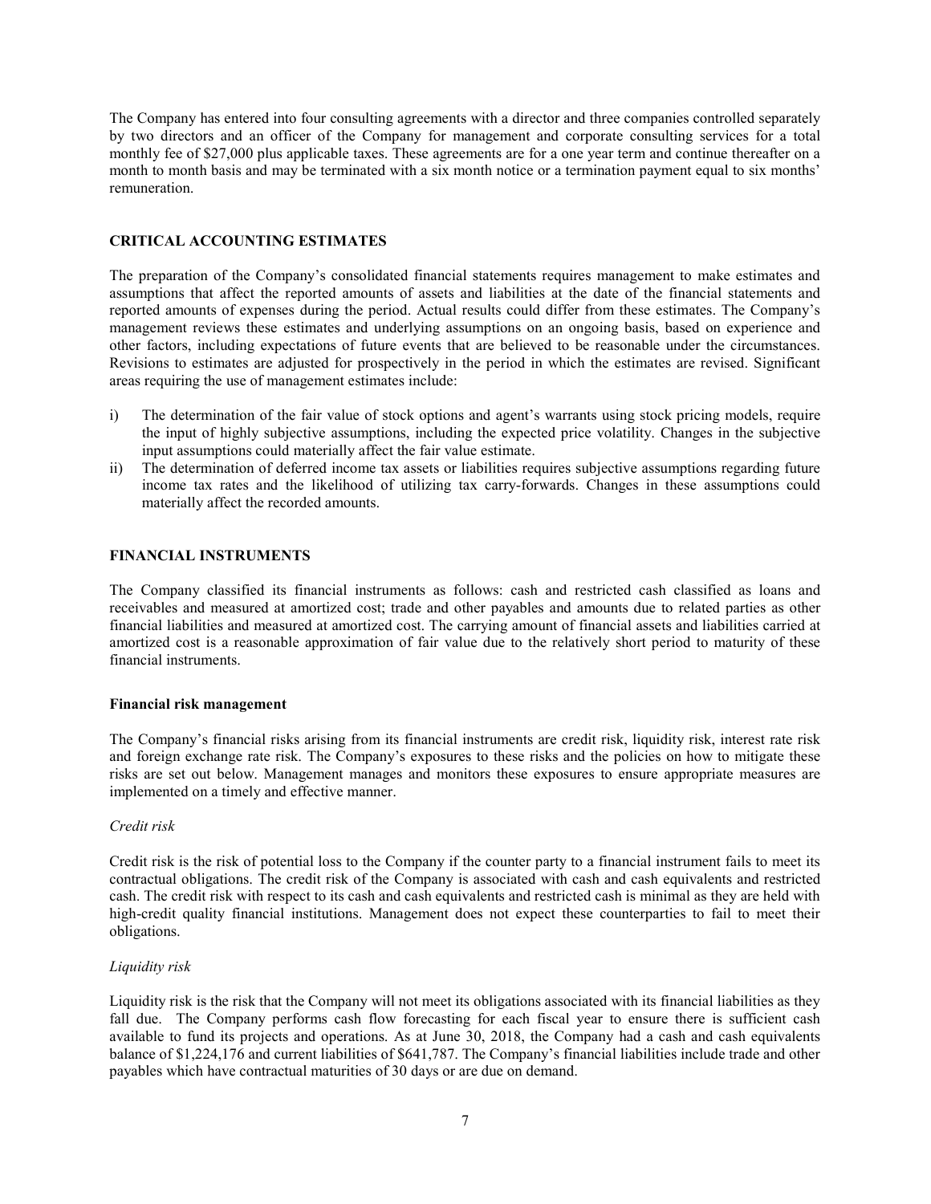The Company has entered into four consulting agreements with a director and three companies controlled separately by two directors and an officer of the Company for management and corporate consulting services for a total monthly fee of $27,000 plus applicable taxes. These agreements are for a one year term and continue thereafter on a month to month basis and may be terminated with a six month notice or a termination payment equal to six months' remuneration.

## CRITICAL ACCOUNTING ESTIMATES

The preparation of the Company's consolidated financial statements requires management to make estimates and assumptions that affect the reported amounts of assets and liabilities at the date of the financial statements and reported amounts of expenses during the period. Actual results could differ from these estimates. The Company's management reviews these estimates and underlying assumptions on an ongoing basis, based on experience and other factors, including expectations of future events that are believed to be reasonable under the circumstances. Revisions to estimates are adjusted for prospectively in the period in which the estimates are revised. Significant areas requiring the use of management estimates include:

i) The determination of the fair value of stock options and agent's warrants using stock pricing models, require the input of highly subjective assumptions, including the expected price volatility. Changes in the subjective input assumptions could materially affect the fair value estimate.
ii) The determination of deferred income tax assets or liabilities requires subjective assumptions regarding future income tax rates and the likelihood of utilizing tax carry-forwards. Changes in these assumptions could materially affect the recorded amounts.

## FINANCIAL INSTRUMENTS

The Company classified its financial instruments as follows: cash and restricted cash classified as loans and receivables and measured at amortized cost; trade and other payables and amounts due to related parties as other financial liabilities and measured at amortized cost. The carrying amount of financial assets and liabilities carried at amortized cost is a reasonable approximation of fair value due to the relatively short period to maturity of these financial instruments.

### Financial risk management

The Company's financial risks arising from its financial instruments are credit risk, liquidity risk, interest rate risk and foreign exchange rate risk. The Company's exposures to these risks and the policies on how to mitigate these risks are set out below. Management manages and monitors these exposures to ensure appropriate measures are implemented on a timely and effective manner.

*Credit risk*

Credit risk is the risk of potential loss to the Company if the counter party to a financial instrument fails to meet its contractual obligations. The credit risk of the Company is associated with cash and cash equivalents and restricted cash. The credit risk with respect to its cash and cash equivalents and restricted cash is minimal as they are held with high-credit quality financial institutions. Management does not expect these counterparties to fail to meet their obligations.

*Liquidity risk*

Liquidity risk is the risk that the Company will not meet its obligations associated with its financial liabilities as they fall due. The Company performs cash flow forecasting for each fiscal year to ensure there is sufficient cash available to fund its projects and operations. As at June 30, 2018, the Company had a cash and cash equivalents balance of $1,224,176 and current liabilities of $641,787. The Company's financial liabilities include trade and other payables which have contractual maturities of 30 days or are due on demand.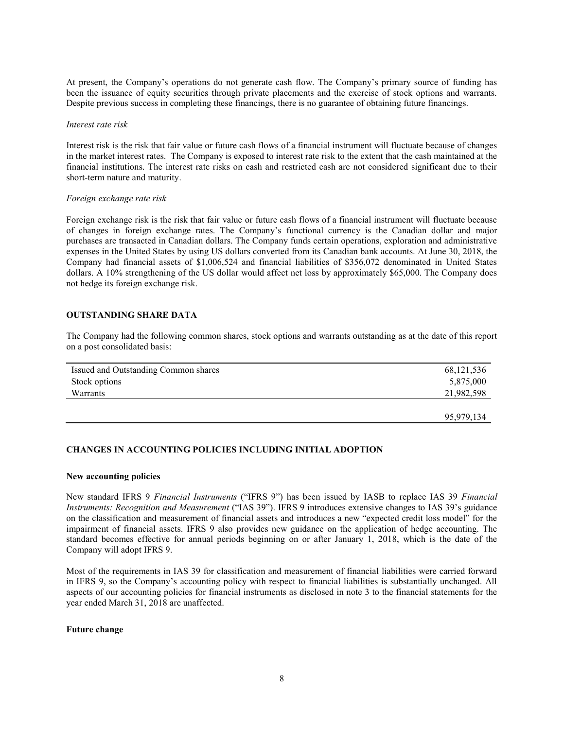At present, the Company's operations do not generate cash flow. The Company's primary source of funding has been the issuance of equity securities through private placements and the exercise of stock options and warrants. Despite previous success in completing these financings, there is no guarantee of obtaining future financings.

*Interest rate risk*

Interest risk is the risk that fair value or future cash flows of a financial instrument will fluctuate because of changes in the market interest rates. The Company is exposed to interest rate risk to the extent that the cash maintained at the financial institutions. The interest rate risks on cash and restricted cash are not considered significant due to their short-term nature and maturity.

*Foreign exchange rate risk*

Foreign exchange risk is the risk that fair value or future cash flows of a financial instrument will fluctuate because of changes in foreign exchange rates. The Company's functional currency is the Canadian dollar and major purchases are transacted in Canadian dollars. The Company funds certain operations, exploration and administrative expenses in the United States by using US dollars converted from its Canadian bank accounts. At June 30, 2018, the Company had financial assets of $1,006,524 and financial liabilities of $356,072 denominated in United States dollars. A 10% strengthening of the US dollar would affect net loss by approximately $65,000. The Company does not hedge its foreign exchange risk.

## OUTSTANDING SHARE DATA

The Company had the following common shares, stock options and warrants outstanding as at the date of this report on a post consolidated basis:

| | |
|---|---|
| Issued and Outstanding Common shares | 68,121,536 |
| Stock options | 5,875,000 |
| Warrants | 21,982,598 |
| | 95,979,134 |

## CHANGES IN ACCOUNTING POLICIES INCLUDING INITIAL ADOPTION

### New accounting policies

New standard IFRS 9 *Financial Instruments* ("IFRS 9") has been issued by IASB to replace IAS 39 *Financial Instruments: Recognition and Measurement* ("IAS 39"). IFRS 9 introduces extensive changes to IAS 39's guidance on the classification and measurement of financial assets and introduces a new "expected credit loss model" for the impairment of financial assets. IFRS 9 also provides new guidance on the application of hedge accounting. The standard becomes effective for annual periods beginning on or after January 1, 2018, which is the date of the Company will adopt IFRS 9.

Most of the requirements in IAS 39 for classification and measurement of financial liabilities were carried forward in IFRS 9, so the Company's accounting policy with respect to financial liabilities is substantially unchanged. All aspects of our accounting policies for financial instruments as disclosed in note 3 to the financial statements for the year ended March 31, 2018 are unaffected.

### Future change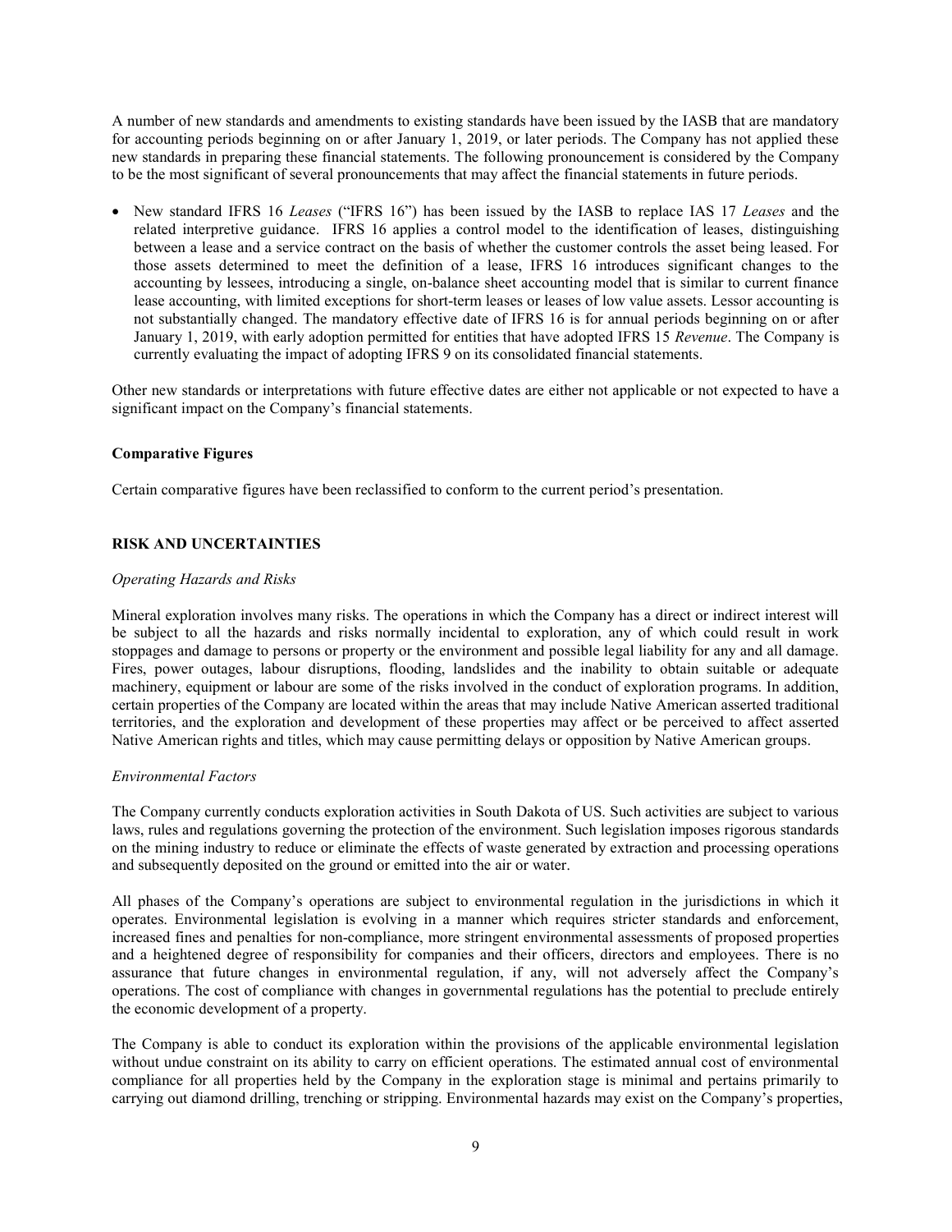A number of new standards and amendments to existing standards have been issued by the IASB that are mandatory for accounting periods beginning on or after January 1, 2019, or later periods. The Company has not applied these new standards in preparing these financial statements. The following pronouncement is considered by the Company to be the most significant of several pronouncements that may affect the financial statements in future periods.

- New standard IFRS 16 *Leases* ("IFRS 16") has been issued by the IASB to replace IAS 17 *Leases* and the related interpretive guidance. IFRS 16 applies a control model to the identification of leases, distinguishing between a lease and a service contract on the basis of whether the customer controls the asset being leased. For those assets determined to meet the definition of a lease, IFRS 16 introduces significant changes to the accounting by lessees, introducing a single, on-balance sheet accounting model that is similar to current finance lease accounting, with limited exceptions for short-term leases or leases of low value assets. Lessor accounting is not substantially changed. The mandatory effective date of IFRS 16 is for annual periods beginning on or after January 1, 2019, with early adoption permitted for entities that have adopted IFRS 15 *Revenue*. The Company is currently evaluating the impact of adopting IFRS 9 on its consolidated financial statements.

Other new standards or interpretations with future effective dates are either not applicable or not expected to have a significant impact on the Company's financial statements.

**Comparative Figures**

Certain comparative figures have been reclassified to conform to the current period's presentation.

## RISK AND UNCERTAINTIES

*Operating Hazards and Risks*

Mineral exploration involves many risks. The operations in which the Company has a direct or indirect interest will be subject to all the hazards and risks normally incidental to exploration, any of which could result in work stoppages and damage to persons or property or the environment and possible legal liability for any and all damage. Fires, power outages, labour disruptions, flooding, landslides and the inability to obtain suitable or adequate machinery, equipment or labour are some of the risks involved in the conduct of exploration programs. In addition, certain properties of the Company are located within the areas that may include Native American asserted traditional territories, and the exploration and development of these properties may affect or be perceived to affect asserted Native American rights and titles, which may cause permitting delays or opposition by Native American groups.

*Environmental Factors*

The Company currently conducts exploration activities in South Dakota of US. Such activities are subject to various laws, rules and regulations governing the protection of the environment. Such legislation imposes rigorous standards on the mining industry to reduce or eliminate the effects of waste generated by extraction and processing operations and subsequently deposited on the ground or emitted into the air or water.

All phases of the Company's operations are subject to environmental regulation in the jurisdictions in which it operates. Environmental legislation is evolving in a manner which requires stricter standards and enforcement, increased fines and penalties for non-compliance, more stringent environmental assessments of proposed properties and a heightened degree of responsibility for companies and their officers, directors and employees. There is no assurance that future changes in environmental regulation, if any, will not adversely affect the Company's operations. The cost of compliance with changes in governmental regulations has the potential to preclude entirely the economic development of a property.

The Company is able to conduct its exploration within the provisions of the applicable environmental legislation without undue constraint on its ability to carry on efficient operations. The estimated annual cost of environmental compliance for all properties held by the Company in the exploration stage is minimal and pertains primarily to carrying out diamond drilling, trenching or stripping. Environmental hazards may exist on the Company's properties,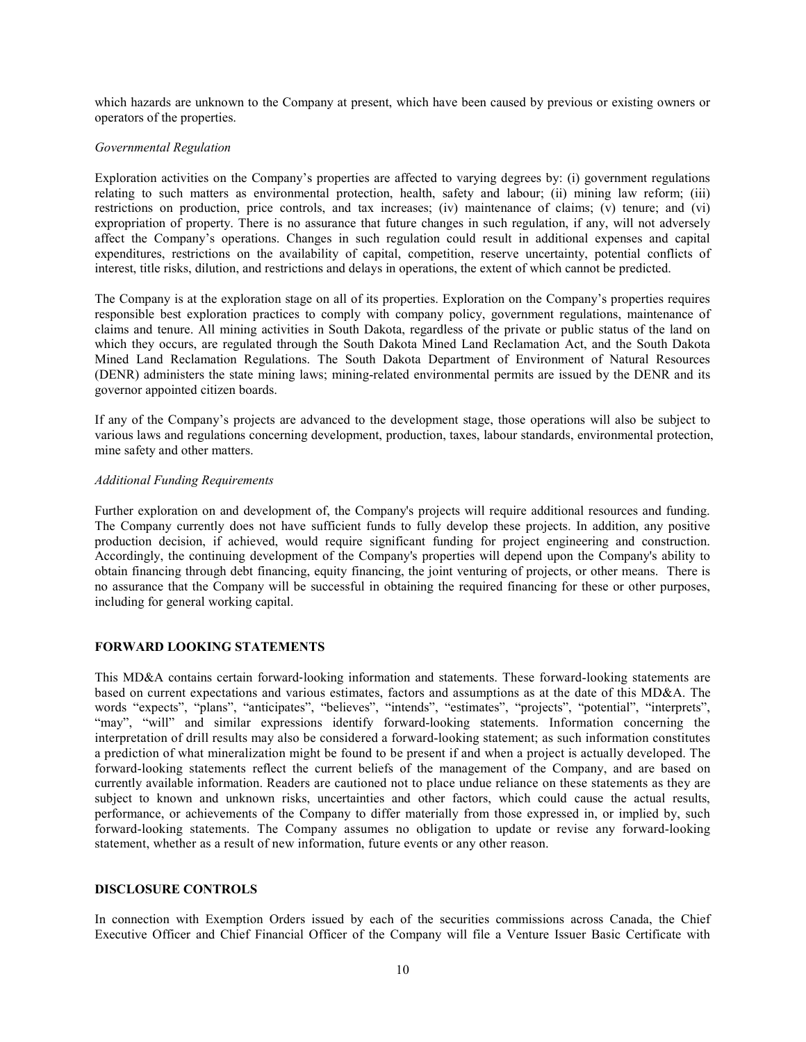which hazards are unknown to the Company at present, which have been caused by previous or existing owners or operators of the properties.

*Governmental Regulation*

Exploration activities on the Company's properties are affected to varying degrees by: (i) government regulations relating to such matters as environmental protection, health, safety and labour; (ii) mining law reform; (iii) restrictions on production, price controls, and tax increases; (iv) maintenance of claims; (v) tenure; and (vi) expropriation of property. There is no assurance that future changes in such regulation, if any, will not adversely affect the Company's operations. Changes in such regulation could result in additional expenses and capital expenditures, restrictions on the availability of capital, competition, reserve uncertainty, potential conflicts of interest, title risks, dilution, and restrictions and delays in operations, the extent of which cannot be predicted.

The Company is at the exploration stage on all of its properties. Exploration on the Company's properties requires responsible best exploration practices to comply with company policy, government regulations, maintenance of claims and tenure. All mining activities in South Dakota, regardless of the private or public status of the land on which they occurs, are regulated through the South Dakota Mined Land Reclamation Act, and the South Dakota Mined Land Reclamation Regulations. The South Dakota Department of Environment of Natural Resources (DENR) administers the state mining laws; mining-related environmental permits are issued by the DENR and its governor appointed citizen boards.

If any of the Company's projects are advanced to the development stage, those operations will also be subject to various laws and regulations concerning development, production, taxes, labour standards, environmental protection, mine safety and other matters.

*Additional Funding Requirements*

Further exploration on and development of, the Company's projects will require additional resources and funding. The Company currently does not have sufficient funds to fully develop these projects. In addition, any positive production decision, if achieved, would require significant funding for project engineering and construction. Accordingly, the continuing development of the Company's properties will depend upon the Company's ability to obtain financing through debt financing, equity financing, the joint venturing of projects, or other means. There is no assurance that the Company will be successful in obtaining the required financing for these or other purposes, including for general working capital.

**FORWARD LOOKING STATEMENTS**

This MD&A contains certain forward-looking information and statements. These forward-looking statements are based on current expectations and various estimates, factors and assumptions as at the date of this MD&A. The words "expects", "plans", "anticipates", "believes", "intends", "estimates", "projects", "potential", "interprets", "may", "will" and similar expressions identify forward-looking statements. Information concerning the interpretation of drill results may also be considered a forward-looking statement; as such information constitutes a prediction of what mineralization might be found to be present if and when a project is actually developed. The forward-looking statements reflect the current beliefs of the management of the Company, and are based on currently available information. Readers are cautioned not to place undue reliance on these statements as they are subject to known and unknown risks, uncertainties and other factors, which could cause the actual results, performance, or achievements of the Company to differ materially from those expressed in, or implied by, such forward-looking statements. The Company assumes no obligation to update or revise any forward-looking statement, whether as a result of new information, future events or any other reason.

**DISCLOSURE CONTROLS**

In connection with Exemption Orders issued by each of the securities commissions across Canada, the Chief Executive Officer and Chief Financial Officer of the Company will file a Venture Issuer Basic Certificate with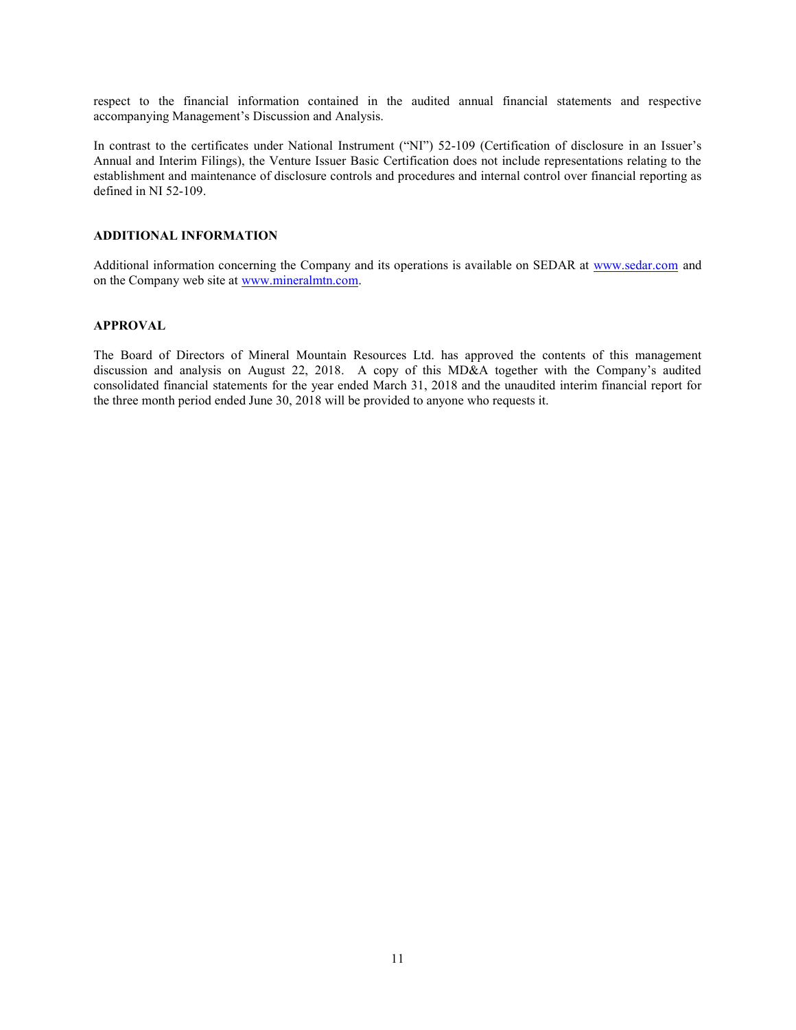respect to the financial information contained in the audited annual financial statements and respective accompanying Management's Discussion and Analysis.

In contrast to the certificates under National Instrument ("NI") 52-109 (Certification of disclosure in an Issuer's Annual and Interim Filings), the Venture Issuer Basic Certification does not include representations relating to the establishment and maintenance of disclosure controls and procedures and internal control over financial reporting as defined in NI 52-109.

**ADDITIONAL INFORMATION**

Additional information concerning the Company and its operations is available on SEDAR at www.sedar.com and on the Company web site at www.mineralmtn.com.

**APPROVAL**

The Board of Directors of Mineral Mountain Resources Ltd. has approved the contents of this management discussion and analysis on August 22, 2018. A copy of this MD&A together with the Company's audited consolidated financial statements for the year ended March 31, 2018 and the unaudited interim financial report for the three month period ended June 30, 2018 will be provided to anyone who requests it.